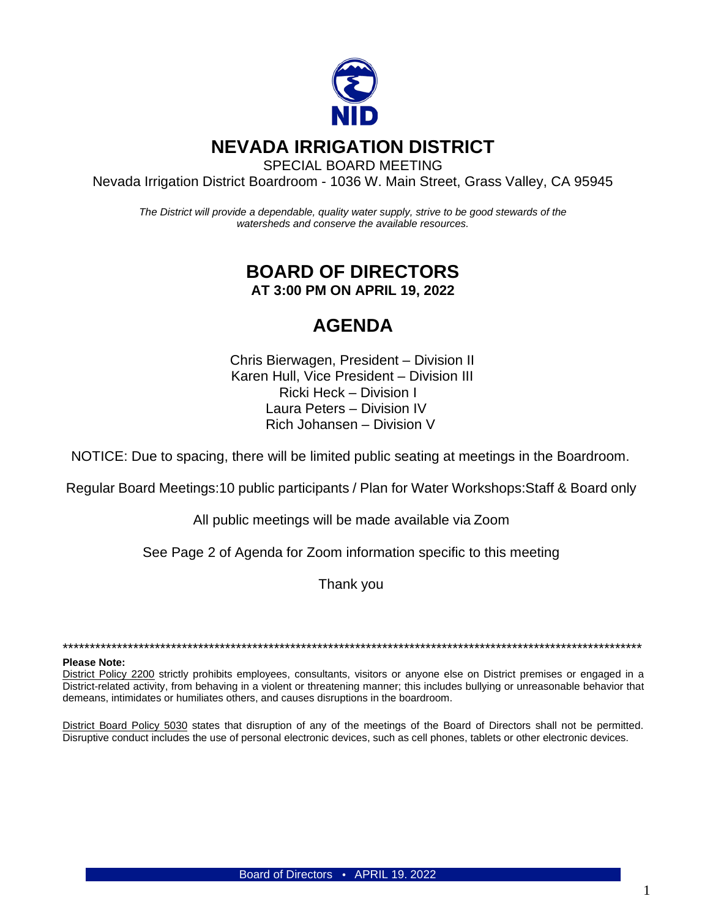NID

# NEVADA IRRIGATION DISTRICT

SPECIAL BOARD MEETING

Nevada Irrigation District Boardroom - 1036 W. Main Street, Grass Valley, CA 95945

*The District will provide a dependable, quality water supply, strive to be good stewards of the watersheds and conserve the available resources.*

## BOARD OF DIRECTORS

**AT 3:00 PM ON APRIL 19, 2022**

## AGENDA

Chris Bierwagen, President – Division II
Karen Hull, Vice President – Division III
Ricki Heck – Division I
Laura Peters – Division IV
Rich Johansen – Division V

NOTICE: Due to spacing, there will be limited public seating at meetings in the Boardroom.

Regular Board Meetings:10 public participants / Plan for Water Workshops:Staff & Board only

All public meetings will be made available via Zoom

See Page 2 of Agenda for Zoom information specific to this meeting

Thank you

\*\*\*\*\*\*\*\*\*\*\*\*\*\*\*\*\*\*\*\*\*\*\*\*\*\*\*\*\*\*\*\*\*\*\*\*\*\*\*\*\*\*\*\*\*\*\*\*\*\*\*\*\*\*\*\*\*\*\*\*\*\*\*\*\*\*\*\*\*\*\*\*\*\*\*\*\*\*\*\*\*\*\*\*\*\*\*\*\*\*\*\*\*\*\*\*\*\*\*\*\*\*\*\*\*\*\*\*

**Please Note:**

District Policy 2200 strictly prohibits employees, consultants, visitors or anyone else on District premises or engaged in a District-related activity, from behaving in a violent or threatening manner; this includes bullying or unreasonable behavior that demeans, intimidates or humiliates others, and causes disruptions in the boardroom.

District Board Policy 5030 states that disruption of any of the meetings of the Board of Directors shall not be permitted. Disruptive conduct includes the use of personal electronic devices, such as cell phones, tablets or other electronic devices.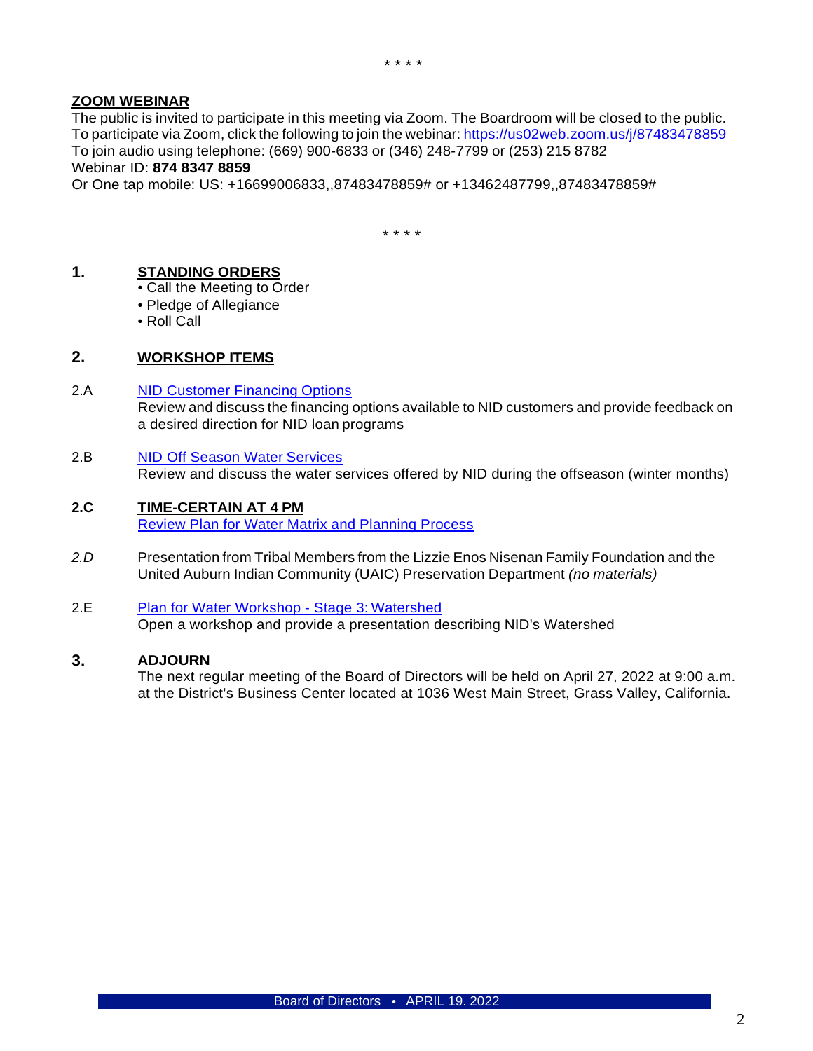\* \* \* \*

**ZOOM WEBINAR**

The public is invited to participate in this meeting via Zoom. The Boardroom will be closed to the public.
To participate via Zoom, click the following to join the webinar: https://us02web.zoom.us/j/87483478859
To join audio using telephone: (669) 900-6833 or (346) 248-7799 or (253) 215 8782
Webinar ID: **874 8347 8859**
Or One tap mobile: US: +16699006833,,87483478859# or +13462487799,,87483478859#

\* \* \* \*

## 1. STANDING ORDERS

- Call the Meeting to Order
- Pledge of Allegiance
- Roll Call

## 2. WORKSHOP ITEMS

2.A NID Customer Financing Options
Review and discuss the financing options available to NID customers and provide feedback on a desired direction for NID loan programs

2.B NID Off Season Water Services
Review and discuss the water services offered by NID during the offseason (winter months)

**2.C TIME-CERTAIN AT 4 PM**
Review Plan for Water Matrix and Planning Process

*2.D* Presentation from Tribal Members from the Lizzie Enos Nisenan Family Foundation and the United Auburn Indian Community (UAIC) Preservation Department *(no materials)*

2.E Plan for Water Workshop - Stage 3: Watershed
Open a workshop and provide a presentation describing NID's Watershed

## 3. ADJOURN

The next regular meeting of the Board of Directors will be held on April 27, 2022 at 9:00 a.m. at the District's Business Center located at 1036 West Main Street, Grass Valley, California.